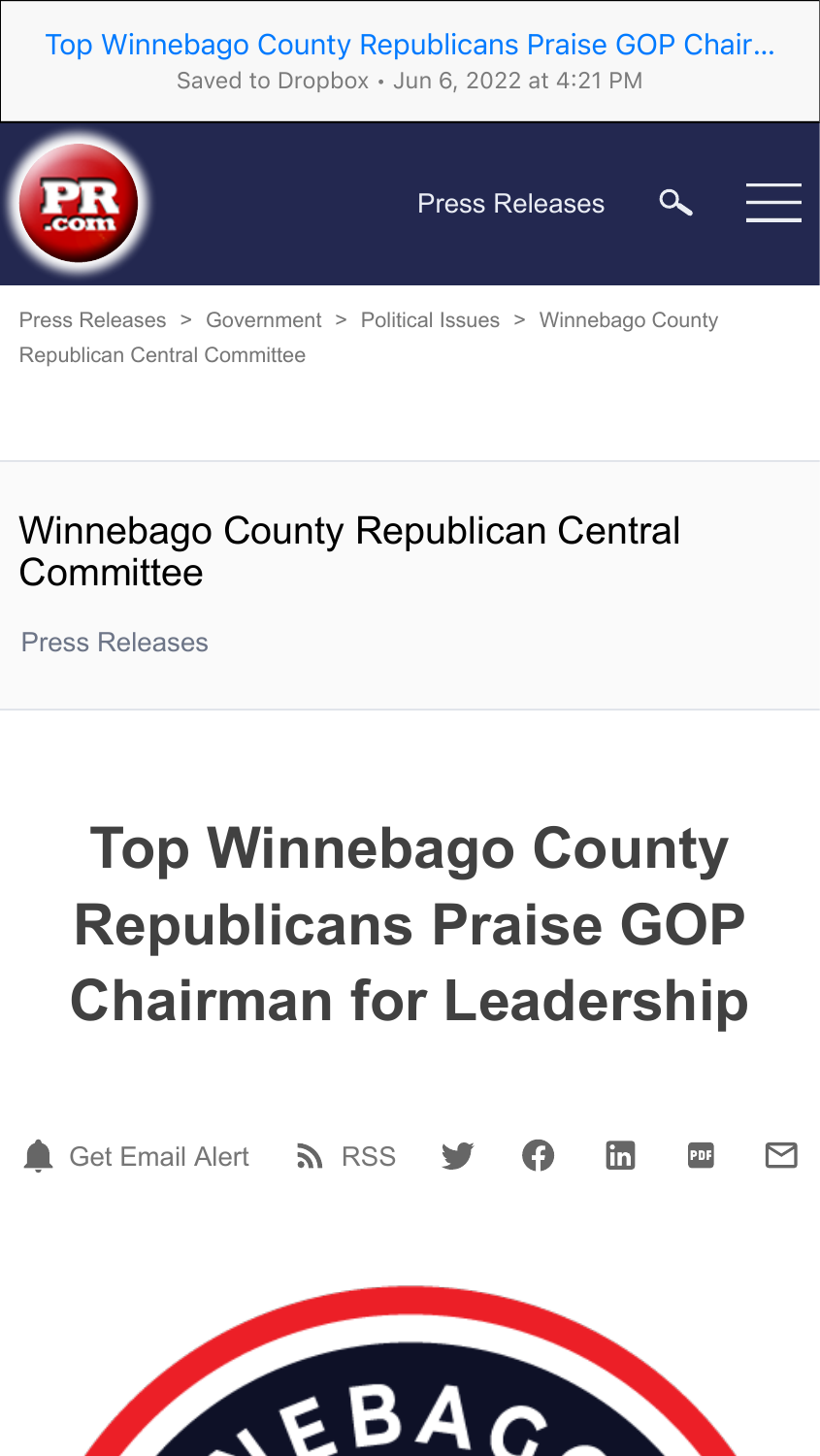Top Winnebago County Republicans Praise GOP Chair...
Saved to Dropbox • Jun 6, 2022 at 4:21 PM

Press Releases

Press Releases > Government > Political Issues > Winnebago County Republican Central Committee

## Winnebago County Republican Central Committee

Press Releases

# Top Winnebago County Republicans Praise GOP Chairman for Leadership

Get Email Alert RSS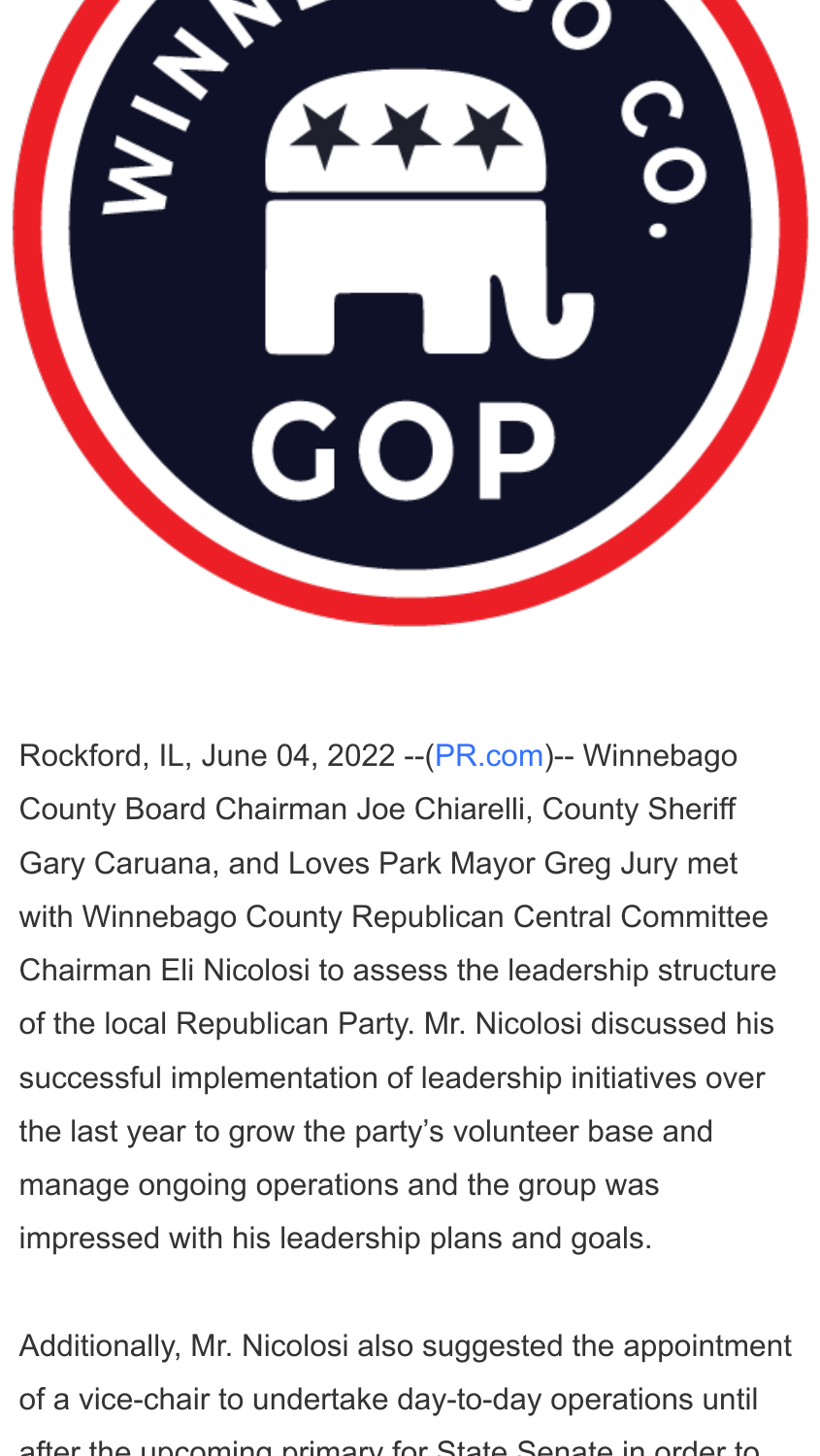Rockford, IL, June 04, 2022 --(PR.com)-- Winnebago County Board Chairman Joe Chiarelli, County Sheriff Gary Caruana, and Loves Park Mayor Greg Jury met with Winnebago County Republican Central Committee Chairman Eli Nicolosi to assess the leadership structure of the local Republican Party. Mr. Nicolosi discussed his successful implementation of leadership initiatives over the last year to grow the party's volunteer base and manage ongoing operations and the group was impressed with his leadership plans and goals.

Additionally, Mr. Nicolosi also suggested the appointment of a vice-chair to undertake day-to-day operations until after the upcoming primary for State Senate in order to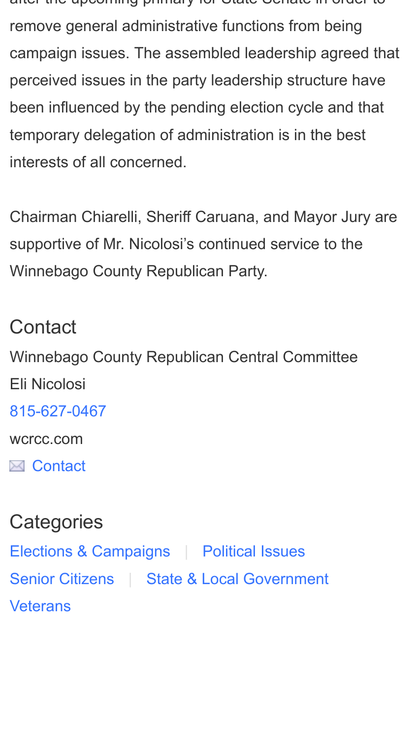after the upcoming primary for State Senate in order to remove general administrative functions from being campaign issues. The assembled leadership agreed that perceived issues in the party leadership structure have been influenced by the pending election cycle and that temporary delegation of administration is in the best interests of all concerned.

Chairman Chiarelli, Sheriff Caruana, and Mayor Jury are supportive of Mr. Nicolosi's continued service to the Winnebago County Republican Party.

## Contact

Winnebago County Republican Central Committee
Eli Nicolosi
815-627-0467
wcrcc.com
Contact

## Categories

Elections & Campaigns | Political Issues
Senior Citizens | State & Local Government
Veterans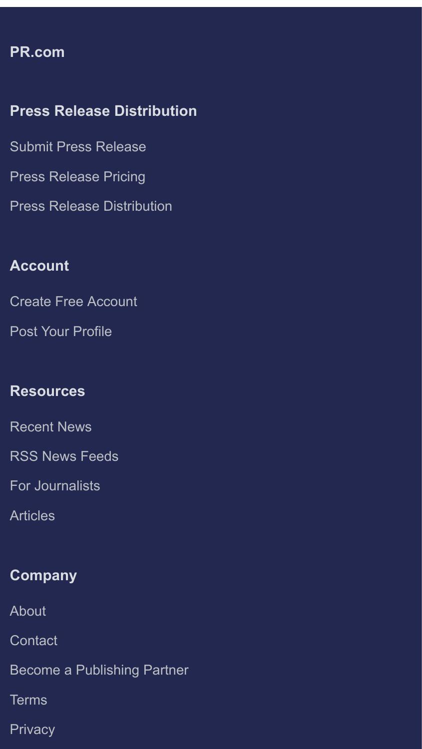## PR.com

### Press Release Distribution

- Submit Press Release
- Press Release Pricing
- Press Release Distribution

### Account

- Create Free Account
- Post Your Profile

### Resources

- Recent News
- RSS News Feeds
- For Journalists
- Articles

### Company

- About
- Contact
- Become a Publishing Partner
- Terms
- Privacy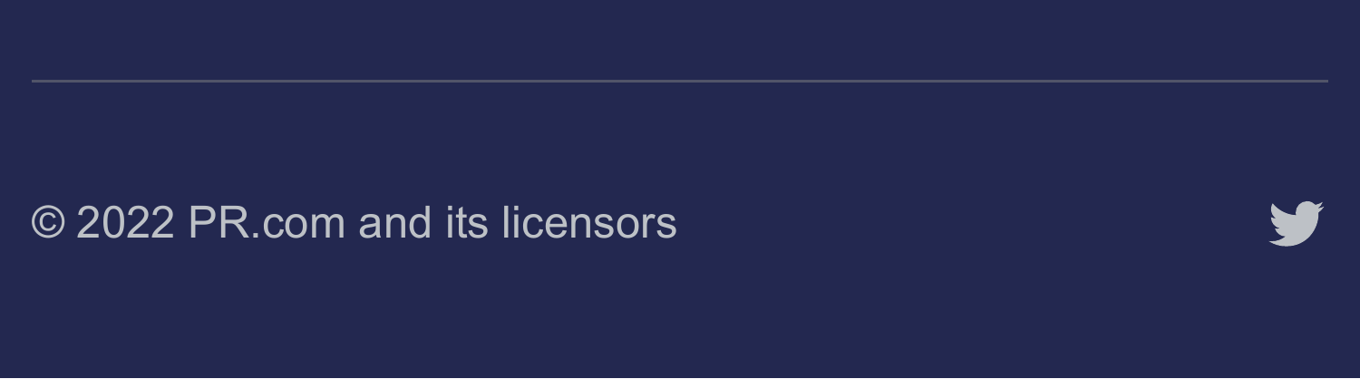© 2022 PR.com and its licensors